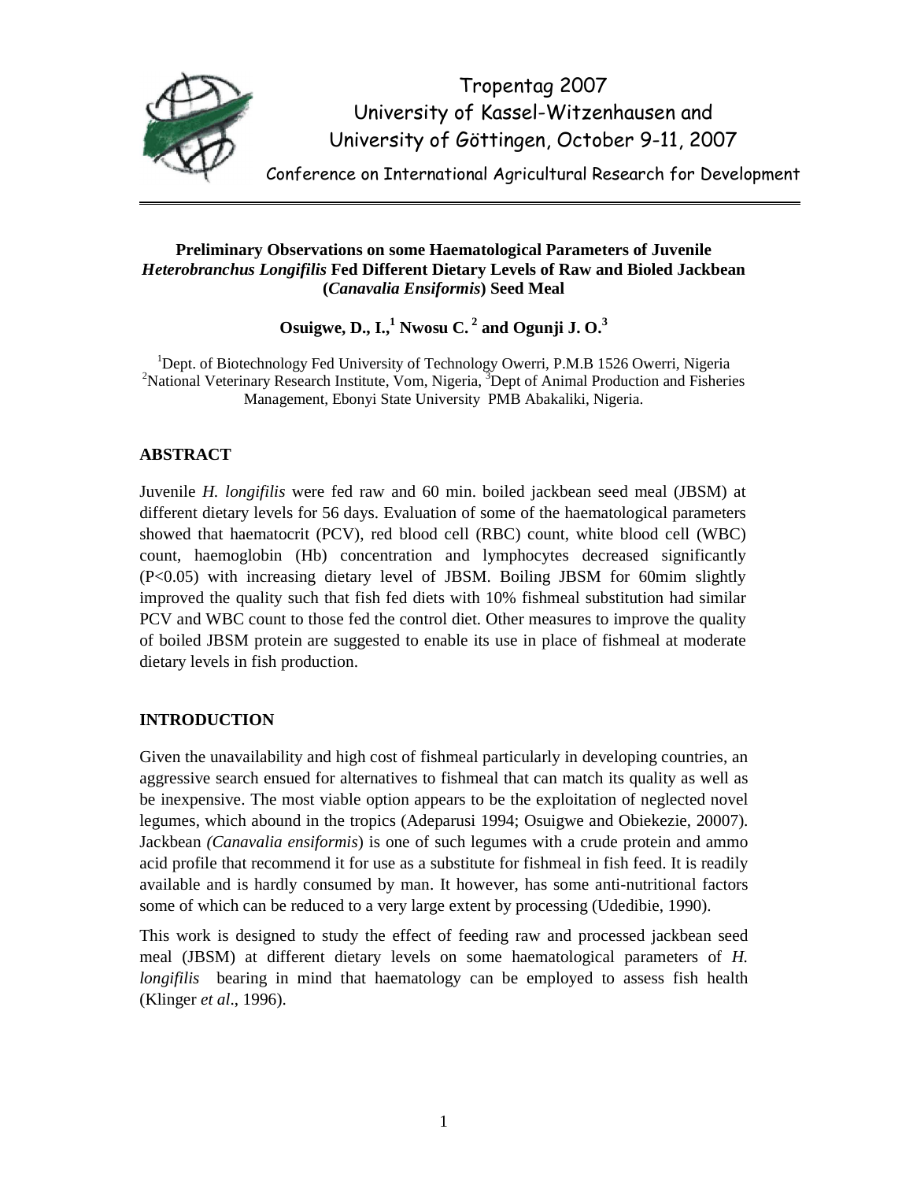Tropentag 2007
University of Kassel-Witzenhausen and
University of Göttingen, October 9-11, 2007

Conference on International Agricultural Research for Development

# Preliminary Observations on some Haematological Parameters of Juvenile *Heterobranchus Longifilis* Fed Different Dietary Levels of Raw and Bioled Jackbean (*Canavalia Ensiformis*) Seed Meal

**Osuigwe, D., I.,[1] Nwosu C. [2] and Ogunji J. O.[3]**

[1]Dept. of Biotechnology Fed University of Technology Owerri, P.M.B 1526 Owerri, Nigeria
[2]National Veterinary Research Institute, Vom, Nigeria, [3]Dept of Animal Production and Fisheries Management, Ebonyi State University PMB Abakaliki, Nigeria.

## ABSTRACT

Juvenile *H. longifilis* were fed raw and 60 min. boiled jackbean seed meal (JBSM) at different dietary levels for 56 days. Evaluation of some of the haematological parameters showed that haematocrit (PCV), red blood cell (RBC) count, white blood cell (WBC) count, haemoglobin (Hb) concentration and lymphocytes decreased significantly (P<0.05) with increasing dietary level of JBSM. Boiling JBSM for 60mim slightly improved the quality such that fish fed diets with 10% fishmeal substitution had similar PCV and WBC count to those fed the control diet. Other measures to improve the quality of boiled JBSM protein are suggested to enable its use in place of fishmeal at moderate dietary levels in fish production.

## INTRODUCTION

Given the unavailability and high cost of fishmeal particularly in developing countries, an aggressive search ensued for alternatives to fishmeal that can match its quality as well as be inexpensive. The most viable option appears to be the exploitation of neglected novel legumes, which abound in the tropics (Adeparusi 1994; Osuigwe and Obiekezie, 20007). Jackbean *(Canavalia ensiformis*) is one of such legumes with a crude protein and ammo acid profile that recommend it for use as a substitute for fishmeal in fish feed. It is readily available and is hardly consumed by man. It however, has some anti-nutritional factors some of which can be reduced to a very large extent by processing (Udedibie, 1990).

This work is designed to study the effect of feeding raw and processed jackbean seed meal (JBSM) at different dietary levels on some haematological parameters of *H. longifilis* bearing in mind that haematology can be employed to assess fish health (Klinger *et al*., 1996).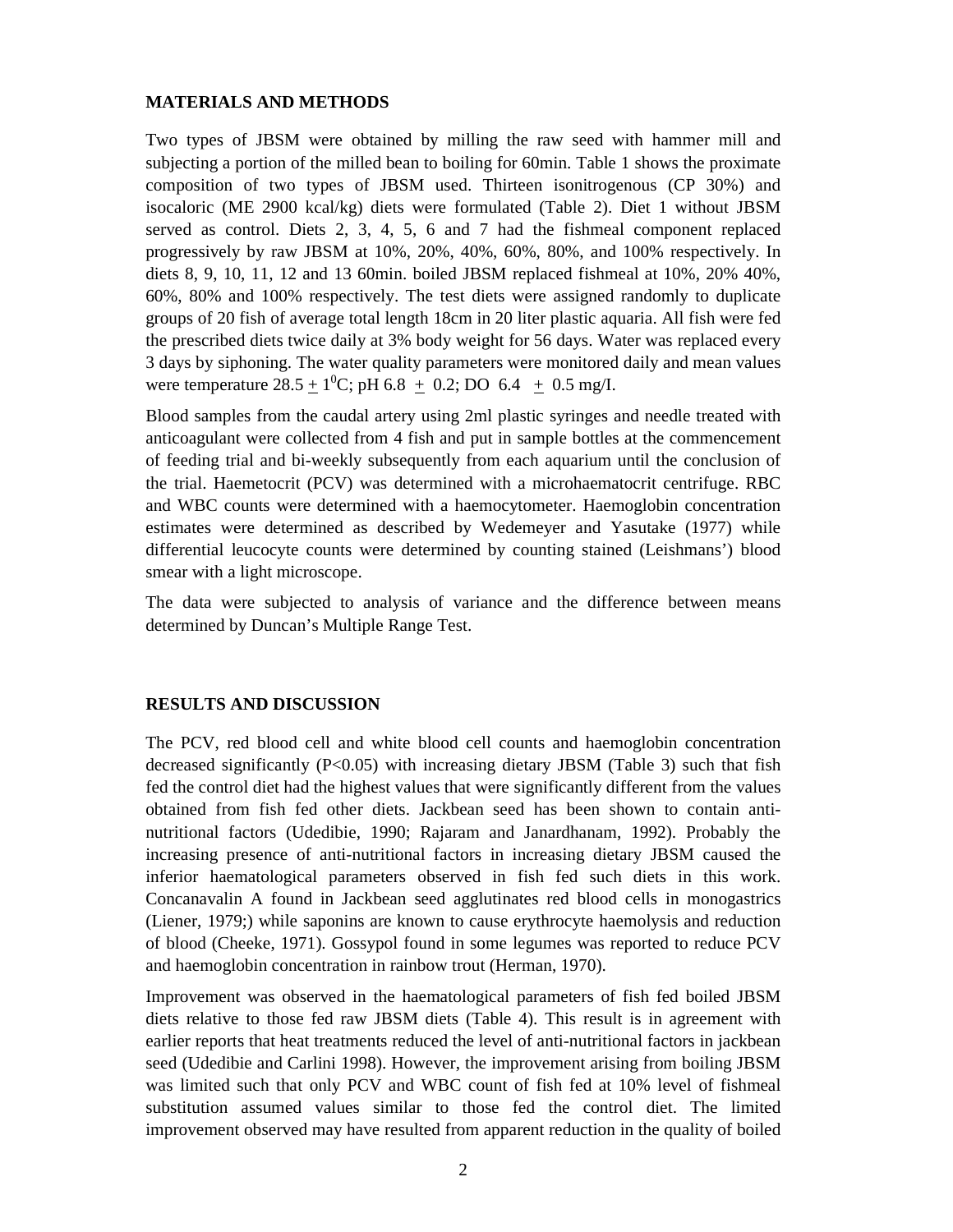## MATERIALS AND METHODS

Two types of JBSM were obtained by milling the raw seed with hammer mill and subjecting a portion of the milled bean to boiling for 60min. Table 1 shows the proximate composition of two types of JBSM used. Thirteen isonitrogenous (CP 30%) and isocaloric (ME 2900 kcal/kg) diets were formulated (Table 2). Diet 1 without JBSM served as control. Diets 2, 3, 4, 5, 6 and 7 had the fishmeal component replaced progressively by raw JBSM at 10%, 20%, 40%, 60%, 80%, and 100% respectively. In diets 8, 9, 10, 11, 12 and 13 60min. boiled JBSM replaced fishmeal at 10%, 20% 40%, 60%, 80% and 100% respectively. The test diets were assigned randomly to duplicate groups of 20 fish of average total length 18cm in 20 liter plastic aquaria. All fish were fed the prescribed diets twice daily at 3% body weight for 56 days. Water was replaced every 3 days by siphoning. The water quality parameters were monitored daily and mean values were temperature $28.5 \pm 1^0$C; pH 6.8 $\pm$ 0.2; DO 6.4 $\pm$ 0.5 mg/I.

Blood samples from the caudal artery using 2ml plastic syringes and needle treated with anticoagulant were collected from 4 fish and put in sample bottles at the commencement of feeding trial and bi-weekly subsequently from each aquarium until the conclusion of the trial. Haemetocrit (PCV) was determined with a microhaematocrit centrifuge. RBC and WBC counts were determined with a haemocytometer. Haemoglobin concentration estimates were determined as described by Wedemeyer and Yasutake (1977) while differential leucocyte counts were determined by counting stained (Leishmans') blood smear with a light microscope.

The data were subjected to analysis of variance and the difference between means determined by Duncan's Multiple Range Test.

## RESULTS AND DISCUSSION

The PCV, red blood cell and white blood cell counts and haemoglobin concentration decreased significantly ($P<0.05$) with increasing dietary JBSM (Table 3) such that fish fed the control diet had the highest values that were significantly different from the values obtained from fish fed other diets. Jackbean seed has been shown to contain anti-nutritional factors (Udedibie, 1990; Rajaram and Janardhanam, 1992). Probably the increasing presence of anti-nutritional factors in increasing dietary JBSM caused the inferior haematological parameters observed in fish fed such diets in this work. Concanavalin A found in Jackbean seed agglutinates red blood cells in monogastrics (Liener, 1979;) while saponins are known to cause erythrocyte haemolysis and reduction of blood (Cheeke, 1971). Gossypol found in some legumes was reported to reduce PCV and haemoglobin concentration in rainbow trout (Herman, 1970).

Improvement was observed in the haematological parameters of fish fed boiled JBSM diets relative to those fed raw JBSM diets (Table 4). This result is in agreement with earlier reports that heat treatments reduced the level of anti-nutritional factors in jackbean seed (Udedibie and Carlini 1998). However, the improvement arising from boiling JBSM was limited such that only PCV and WBC count of fish fed at 10% level of fishmeal substitution assumed values similar to those fed the control diet. The limited improvement observed may have resulted from apparent reduction in the quality of boiled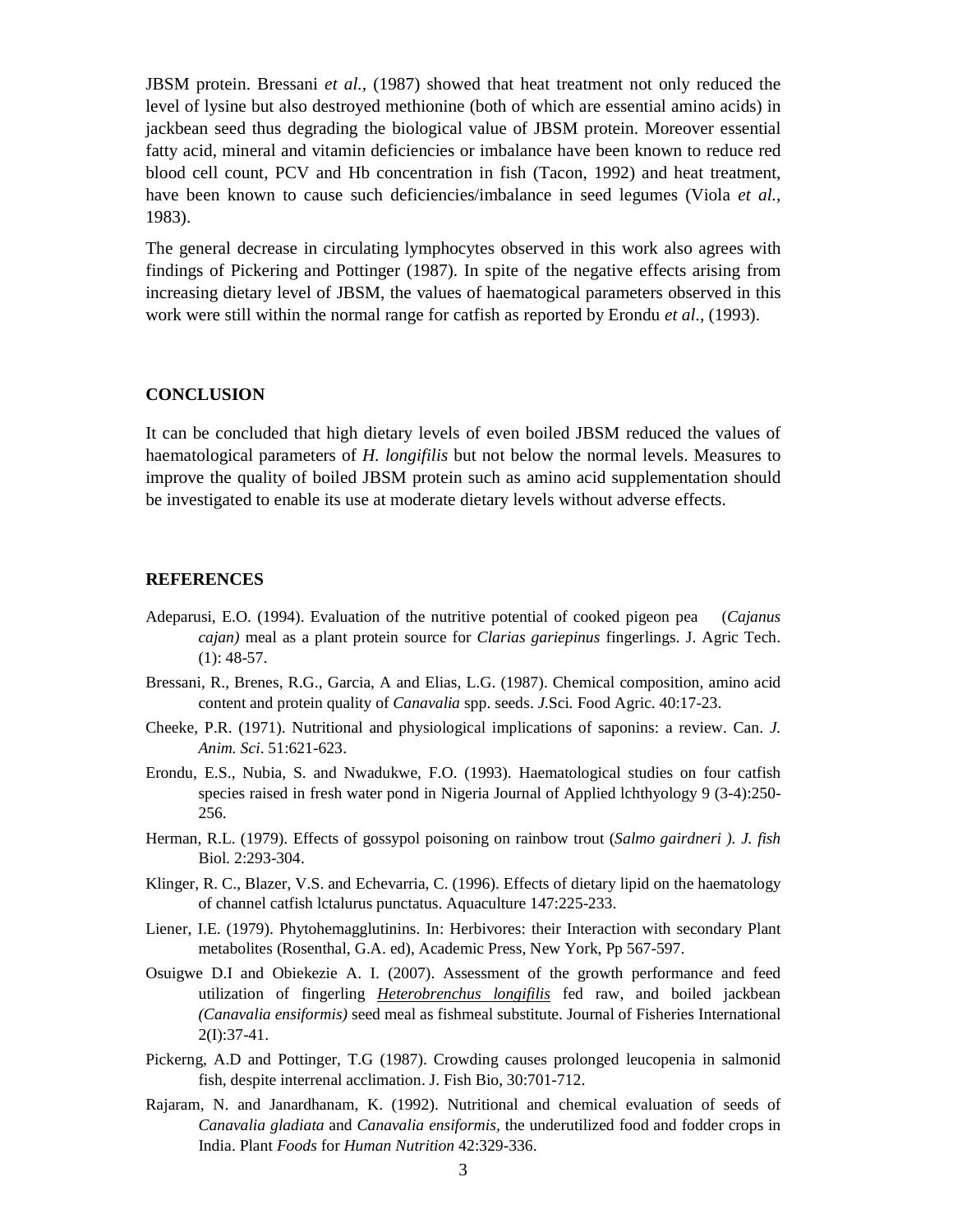JBSM protein. Bressani *et al.*, (1987) showed that heat treatment not only reduced the level of lysine but also destroyed methionine (both of which are essential amino acids) in jackbean seed thus degrading the biological value of JBSM protein. Moreover essential fatty acid, mineral and vitamin deficiencies or imbalance have been known to reduce red blood cell count, PCV and Hb concentration in fish (Tacon, 1992) and heat treatment, have been known to cause such deficiencies/imbalance in seed legumes (Viola *et al.*, 1983).

The general decrease in circulating lymphocytes observed in this work also agrees with findings of Pickering and Pottinger (1987). In spite of the negative effects arising from increasing dietary level of JBSM, the values of haematogical parameters observed in this work were still within the normal range for catfish as reported by Erondu *et al*., (1993).

## CONCLUSION

It can be concluded that high dietary levels of even boiled JBSM reduced the values of haematological parameters of *H. longifilis* but not below the normal levels. Measures to improve the quality of boiled JBSM protein such as amino acid supplementation should be investigated to enable its use at moderate dietary levels without adverse effects.

## REFERENCES

Adeparusi, E.O. (1994). Evaluation of the nutritive potential of cooked pigeon pea (*Cajanus cajan)* meal as a plant protein source for *Clarias gariepinus* fingerlings. J. Agric Tech. (1): 48-57.

Bressani, R., Brenes, R.G., Garcia, A and Elias, L.G. (1987). Chemical composition, amino acid content and protein quality of *Canavalia* spp. seeds. *J.*Sci*.* Food Agric. 40:17-23.

Cheeke, P.R. (1971). Nutritional and physiological implications of saponins: a review. Can. *J. Anim. Sci*. 51:621-623.

Erondu, E.S., Nubia, S. and Nwadukwe, F.O. (1993). Haematological studies on four catfish species raised in fresh water pond in Nigeria Journal of Applied lchthyology 9 (3-4):250-256.

Herman, R.L. (1979). Effects of gossypol poisoning on rainbow trout (*Salmo gairdneri ). J. fish* Biol*.* 2:293-304.

Klinger, R. C., Blazer, V.S. and Echevarria, C. (1996). Effects of dietary lipid on the haematology of channel catfish lctalurus punctatus. Aquaculture 147:225-233.

Liener, I.E. (1979). Phytohemagglutinins. In: Herbivores: their Interaction with secondary Plant metabolites (Rosenthal, G.A. ed), Academic Press, New York, Pp 567-597.

Osuigwe D.I and Obiekezie A. I. (2007). Assessment of the growth performance and feed utilization of fingerling *Heterobrenchus longifilis* fed raw, and boiled jackbean *(Canavalia ensiformis)* seed meal as fishmeal substitute. Journal of Fisheries International 2(I):37-41.

Pickerng, A.D and Pottinger, T.G (1987). Crowding causes prolonged leucopenia in salmonid fish, despite interrenal acclimation. J. Fish Bio, 30:701-712.

Rajaram, N. and Janardhanam, K. (1992). Nutritional and chemical evaluation of seeds of *Canavalia gladiata* and *Canavalia ensiformis,* the underutilized food and fodder crops in India. Plant *Foods* for *Human Nutrition* 42:329-336.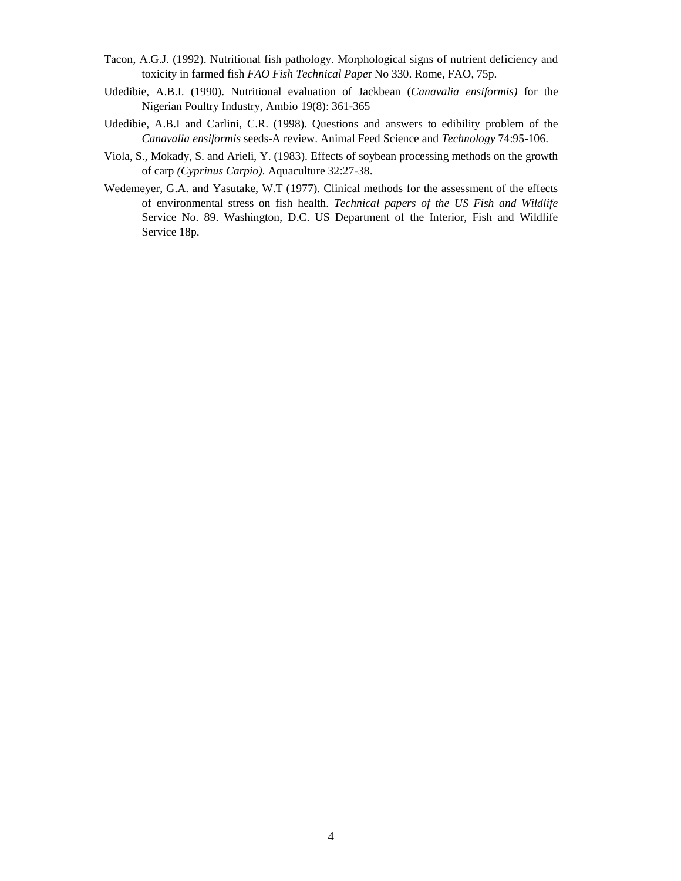Tacon, A.G.J. (1992). Nutritional fish pathology. Morphological signs of nutrient deficiency and toxicity in farmed fish *FAO Fish Technical Pape*r No 330. Rome, FAO, 75p.

Udedibie, A.B.I. (1990). Nutritional evaluation of Jackbean (*Canavalia ensiformis)* for the Nigerian Poultry Industry, Ambio 19(8): 361-365

Udedibie, A.B.I and Carlini, C.R. (1998). Questions and answers to edibility problem of the *Canavalia ensiformis* seeds-A review. Animal Feed Science and *Technology* 74:95-106.

Viola, S., Mokady, S. and Arieli, Y. (1983). Effects of soybean processing methods on the growth of carp *(Cyprinus Carpio)*. Aquaculture 32:27-38.

Wedemeyer, G.A. and Yasutake, W.T (1977). Clinical methods for the assessment of the effects of environmental stress on fish health. *Technical papers of the US Fish and Wildlife* Service No. 89. Washington, D.C. US Department of the Interior, Fish and Wildlife Service 18p.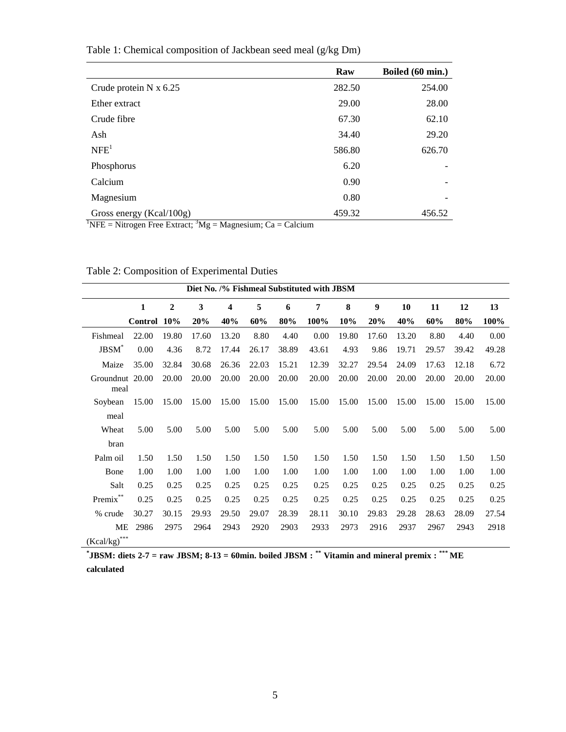Table 1: Chemical composition of Jackbean seed meal (g/kg Dm)

| | Raw | Boiled (60 min.) |
|---|---|---|
| Crude protein N x 6.25 | 282.50 | 254.00 |
| Ether extract | 29.00 | 28.00 |
| Crude fibre | 67.30 | 62.10 |
| Ash | 34.40 | 29.20 |
| NFE[1] | 586.80 | 626.70 |
| Phosphorus | 6.20 | - |
| Calcium | 0.90 | - |
| Magnesium | 0.80 | - |
| Gross energy (Kcal/100g) | 459.32 | 456.52 |

[1]NFE = Nitrogen Free Extract; [3]Mg = Magnesium; Ca = Calcium

Table 2: Composition of Experimental Duties

| | Diet No. /% Fishmeal Substituted with JBSM | | | | | | | | | | | | |
|---|---|---|---|---|---|---|---|---|---|---|---|---|---|
| | **1** | **2** | **3** | **4** | **5** | **6** | **7** | **8** | **9** | **10** | **11** | **12** | **13** |
| | **Control** | **10%** | **20%** | **40%** | **60%** | **80%** | **100%** | **10%** | **20%** | **40%** | **60%** | **80%** | **100%** |
| Fishmeal | 22.00 | 19.80 | 17.60 | 13.20 | 8.80 | 4.40 | 0.00 | 19.80 | 17.60 | 13.20 | 8.80 | 4.40 | 0.00 |
| JBSM* | 0.00 | 4.36 | 8.72 | 17.44 | 26.17 | 38.89 | 43.61 | 4.93 | 9.86 | 19.71 | 29.57 | 39.42 | 49.28 |
| Maize | 35.00 | 32.84 | 30.68 | 26.36 | 22.03 | 15.21 | 12.39 | 32.27 | 29.54 | 24.09 | 17.63 | 12.18 | 6.72 |
| Groundnut meal | 20.00 | 20.00 | 20.00 | 20.00 | 20.00 | 20.00 | 20.00 | 20.00 | 20.00 | 20.00 | 20.00 | 20.00 | 20.00 |
| Soybean meal | 15.00 | 15.00 | 15.00 | 15.00 | 15.00 | 15.00 | 15.00 | 15.00 | 15.00 | 15.00 | 15.00 | 15.00 | 15.00 |
| Wheat bran | 5.00 | 5.00 | 5.00 | 5.00 | 5.00 | 5.00 | 5.00 | 5.00 | 5.00 | 5.00 | 5.00 | 5.00 | 5.00 |
| Palm oil | 1.50 | 1.50 | 1.50 | 1.50 | 1.50 | 1.50 | 1.50 | 1.50 | 1.50 | 1.50 | 1.50 | 1.50 | 1.50 |
| Bone | 1.00 | 1.00 | 1.00 | 1.00 | 1.00 | 1.00 | 1.00 | 1.00 | 1.00 | 1.00 | 1.00 | 1.00 | 1.00 |
| Salt | 0.25 | 0.25 | 0.25 | 0.25 | 0.25 | 0.25 | 0.25 | 0.25 | 0.25 | 0.25 | 0.25 | 0.25 | 0.25 |
| Premix** | 0.25 | 0.25 | 0.25 | 0.25 | 0.25 | 0.25 | 0.25 | 0.25 | 0.25 | 0.25 | 0.25 | 0.25 | 0.25 |
| % crude | 30.27 | 30.15 | 29.93 | 29.50 | 29.07 | 28.39 | 28.11 | 30.10 | 29.83 | 29.28 | 28.63 | 28.09 | 27.54 |
| ME (Kcal/kg)*** | 2986 | 2975 | 2964 | 2943 | 2920 | 2903 | 2933 | 2973 | 2916 | 2937 | 2967 | 2943 | 2918 |

**\*JBSM: diets 2-7 = raw JBSM; 8-13 = 60min. boiled JBSM : \*\* Vitamin and mineral premix : \*\*\* ME calculated**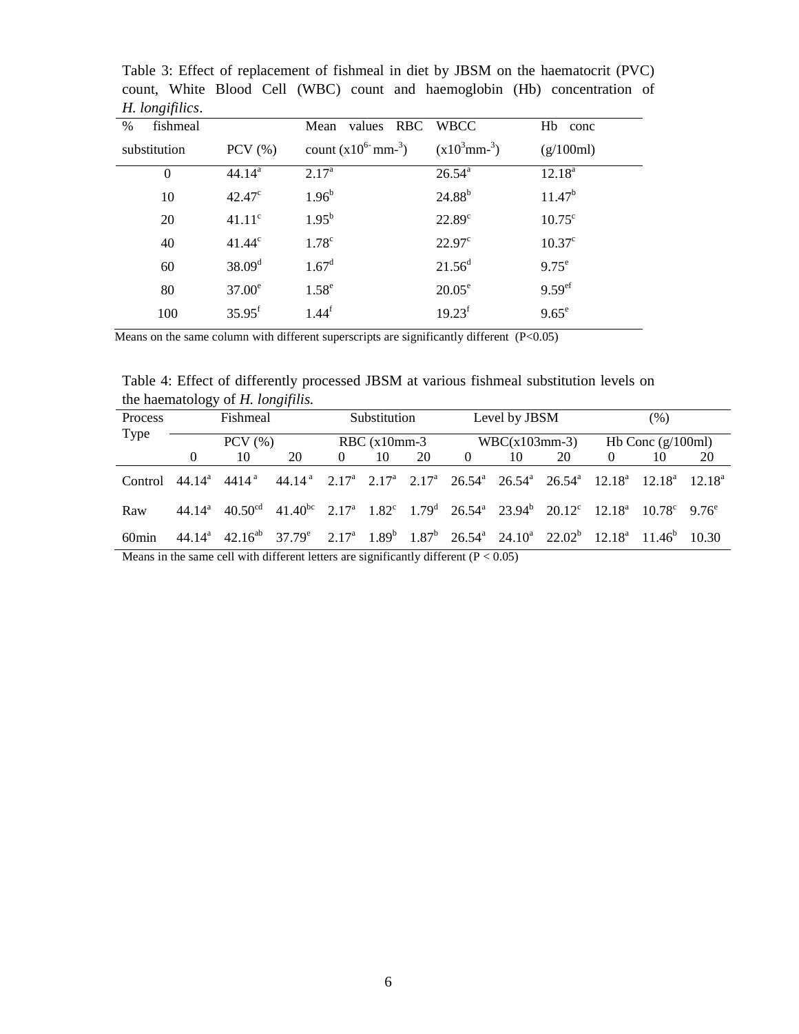Table 3: Effect of replacement of fishmeal in diet by JBSM on the haematocrit (PVC) count, White Blood Cell (WBC) count and haemoglobin (Hb) concentration of *H. longifilics*.

| % fishmeal substitution | PCV (%) | Mean values RBC count ($x10^{6-}$ mm-$^{3}$) | WBCC ($x10^{3}$mm-$^{3}$) | Hb conc (g/100ml) |
|---|---|---|---|---|
| 0 | 44.14$^{a}$ | 2.17$^{a}$ | 26.54$^{a}$ | 12.18$^{a}$ |
| 10 | 42.47$^{c}$ | 1.96$^{b}$ | 24.88$^{b}$ | 11.47$^{b}$ |
| 20 | 41.11$^{c}$ | 1.95$^{b}$ | 22.89$^{c}$ | 10.75$^{c}$ |
| 40 | 41.44$^{c}$ | 1.78$^{c}$ | 22.97$^{c}$ | 10.37$^{c}$ |
| 60 | 38.09$^{d}$ | 1.67$^{d}$ | 21.56$^{d}$ | 9.75$^{e}$ |
| 80 | 37.00$^{e}$ | 1.58$^{e}$ | 20.05$^{e}$ | 9.59$^{ef}$ |
| 100 | 35.95$^{f}$ | 1.44$^{f}$ | 19.23$^{f}$ | 9.65$^{e}$ |

Means on the same column with different superscripts are significantly different (P<0.05)

Table 4: Effect of differently processed JBSM at various fishmeal substitution levels on the haematology of *H. longifilis.*

| Process Type | Fishmeal | | | Substitution | | | Level by JBSM | | | (%) | | |
|---|---|---|---|---|---|---|---|---|---|---|---|---|
| | PCV (%) | | | RBC (x10mm-3 | | | WBC(x103mm-3) | | | Hb Conc (g/100ml) | | |
| | 0 | 10 | 20 | 0 | 10 | 20 | 0 | 10 | 20 | 0 | 10 | 20 |
| Control | 44.14$^{a}$ | 4414$^{a}$ | 44.14$^{a}$ | 2.17$^{a}$ | 2.17$^{a}$ | 2.17$^{a}$ | 26.54$^{a}$ | 26.54$^{a}$ | 26.54$^{a}$ | 12.18$^{a}$ | 12.18$^{a}$ | 12.18$^{a}$ |
| Raw | 44.14$^{a}$ | 40.50$^{cd}$ | 41.40$^{bc}$ | 2.17$^{a}$ | 1.82$^{c}$ | 1.79$^{d}$ | 26.54$^{a}$ | 23.94$^{b}$ | 20.12$^{c}$ | 12.18$^{a}$ | 10.78$^{c}$ | 9.76$^{e}$ |
| 60min | 44.14$^{a}$ | 42.16$^{ab}$ | 37.79$^{e}$ | 2.17$^{a}$ | 1.89$^{b}$ | 1.87$^{b}$ | 26.54$^{a}$ | 24.10$^{a}$ | 22.02$^{b}$ | 12.18$^{a}$ | 11.46$^{b}$ | 10.30 |

Means in the same cell with different letters are significantly different (P < 0.05)